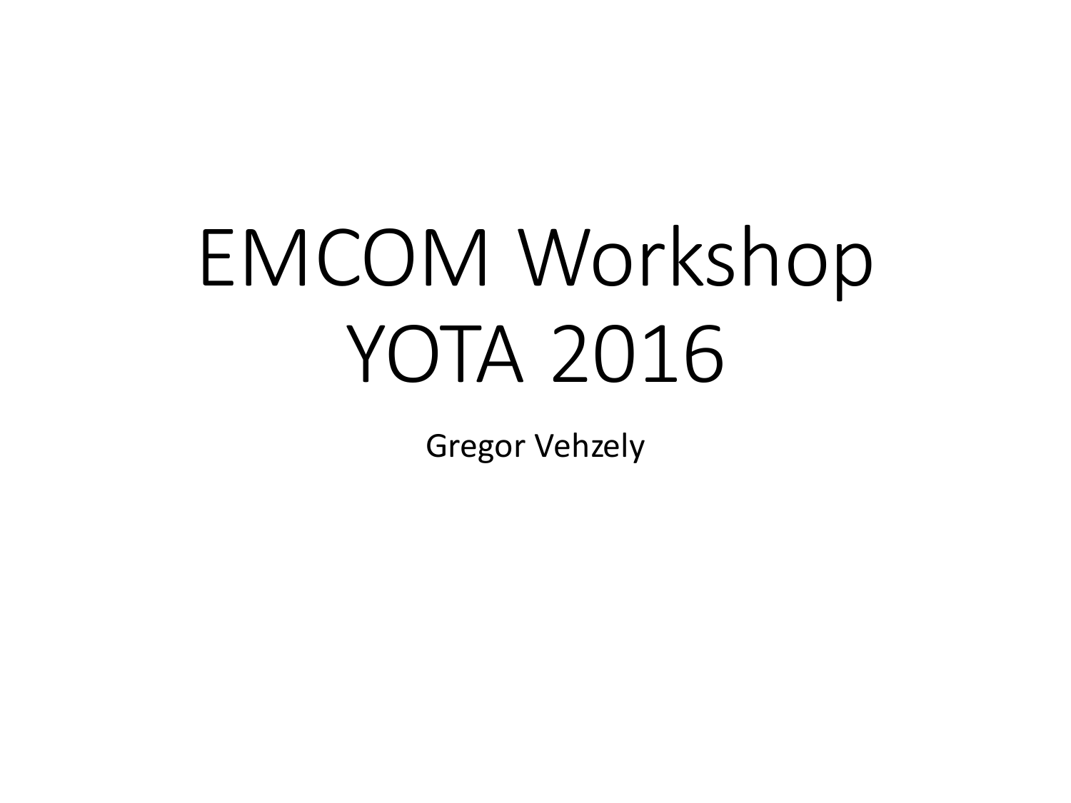# EMCOM Workshop YOTA 2016

Gregor Vehzely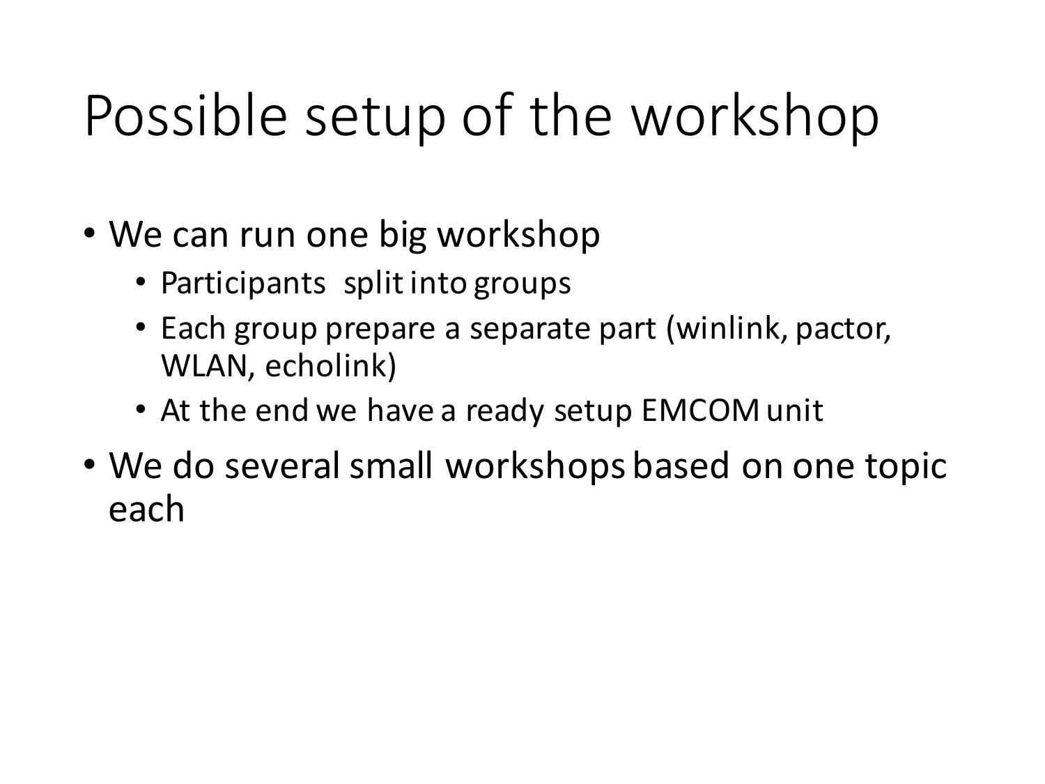# Possible setup of the workshop

- We can run one big workshop
  - Participants split into groups
  - Each group prepare a separate part (winlink, pactor, WLAN, echolink)
  - At the end we have a ready setup EMCOM unit
- We do several small workshops based on one topic each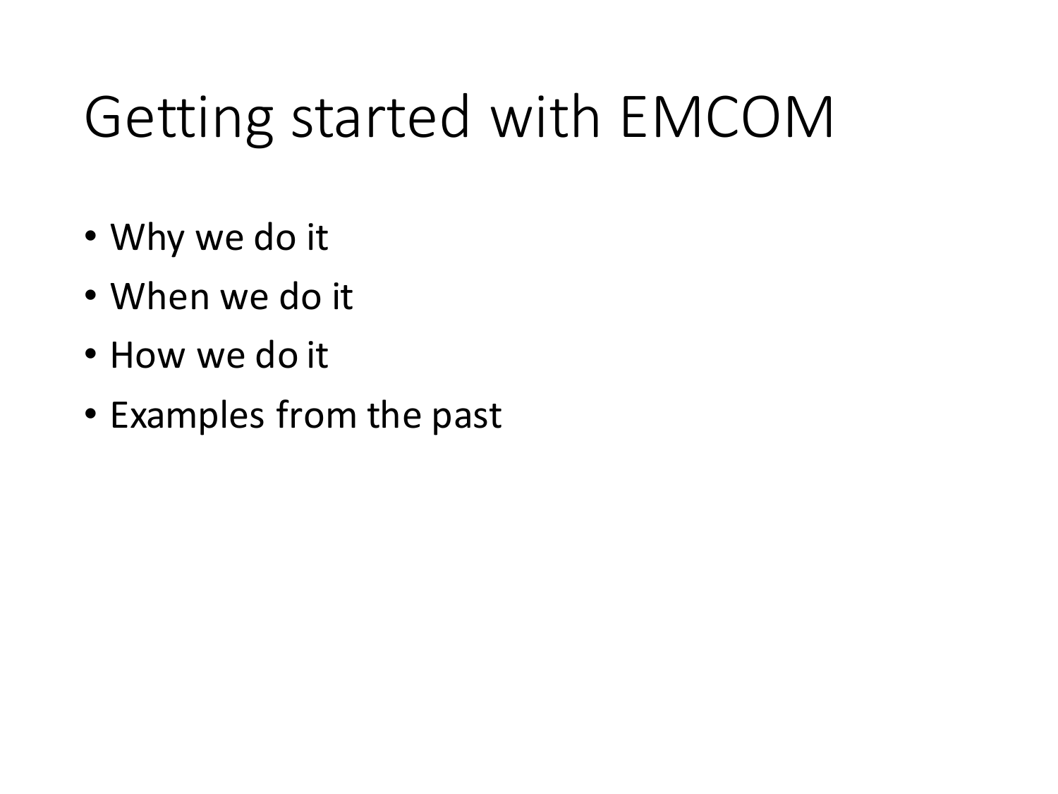# Getting started with EMCOM

- Why we do it
- When we do it
- How we do it
- Examples from the past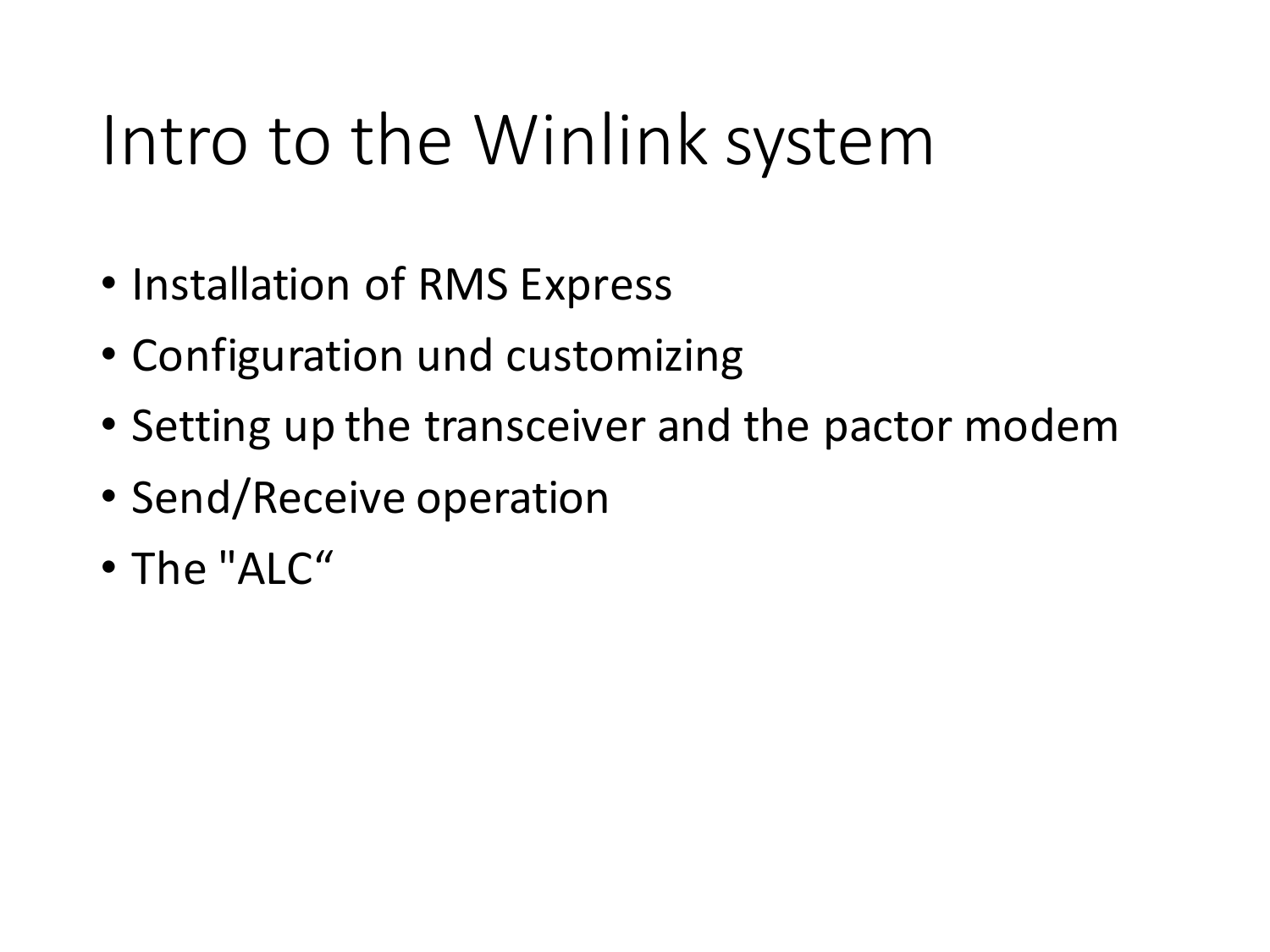# Intro to the Winlink system

- Installation of RMS Express
- Configuration und customizing
- Setting up the transceiver and the pactor modem
- Send/Receive operation
- The "ALC“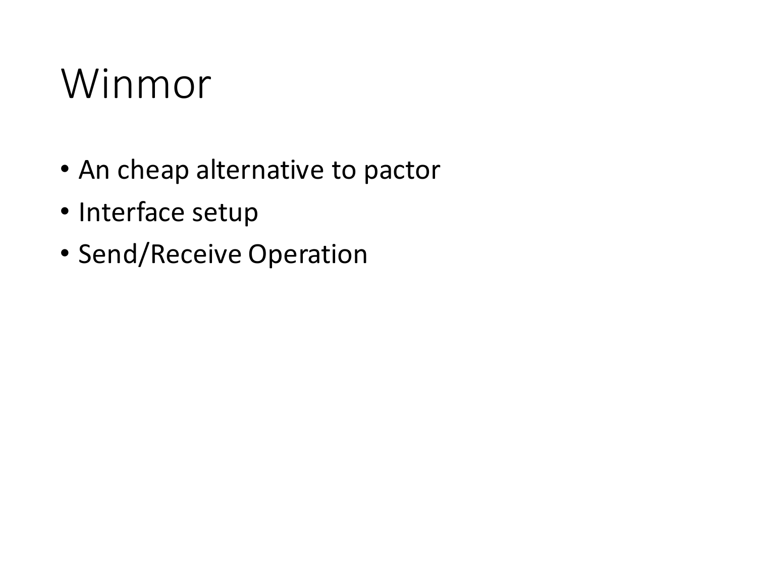# Winmor

- An cheap alternative to pactor
- Interface setup
- Send/Receive Operation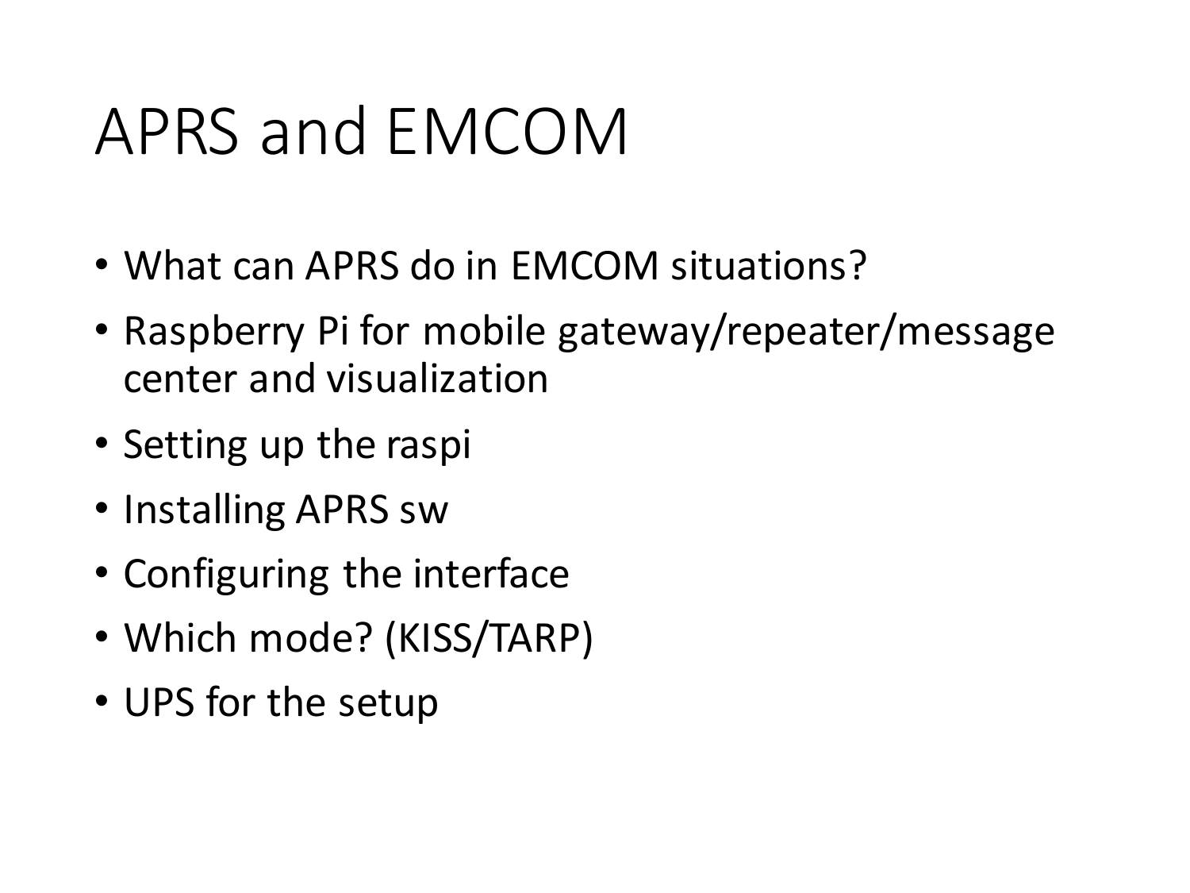# APRS and EMCOM

- What can APRS do in EMCOM situations?
- Raspberry Pi for mobile gateway/repeater/message center and visualization
- Setting up the raspi
- Installing APRS sw
- Configuring the interface
- Which mode? (KISS/TARP)
- UPS for the setup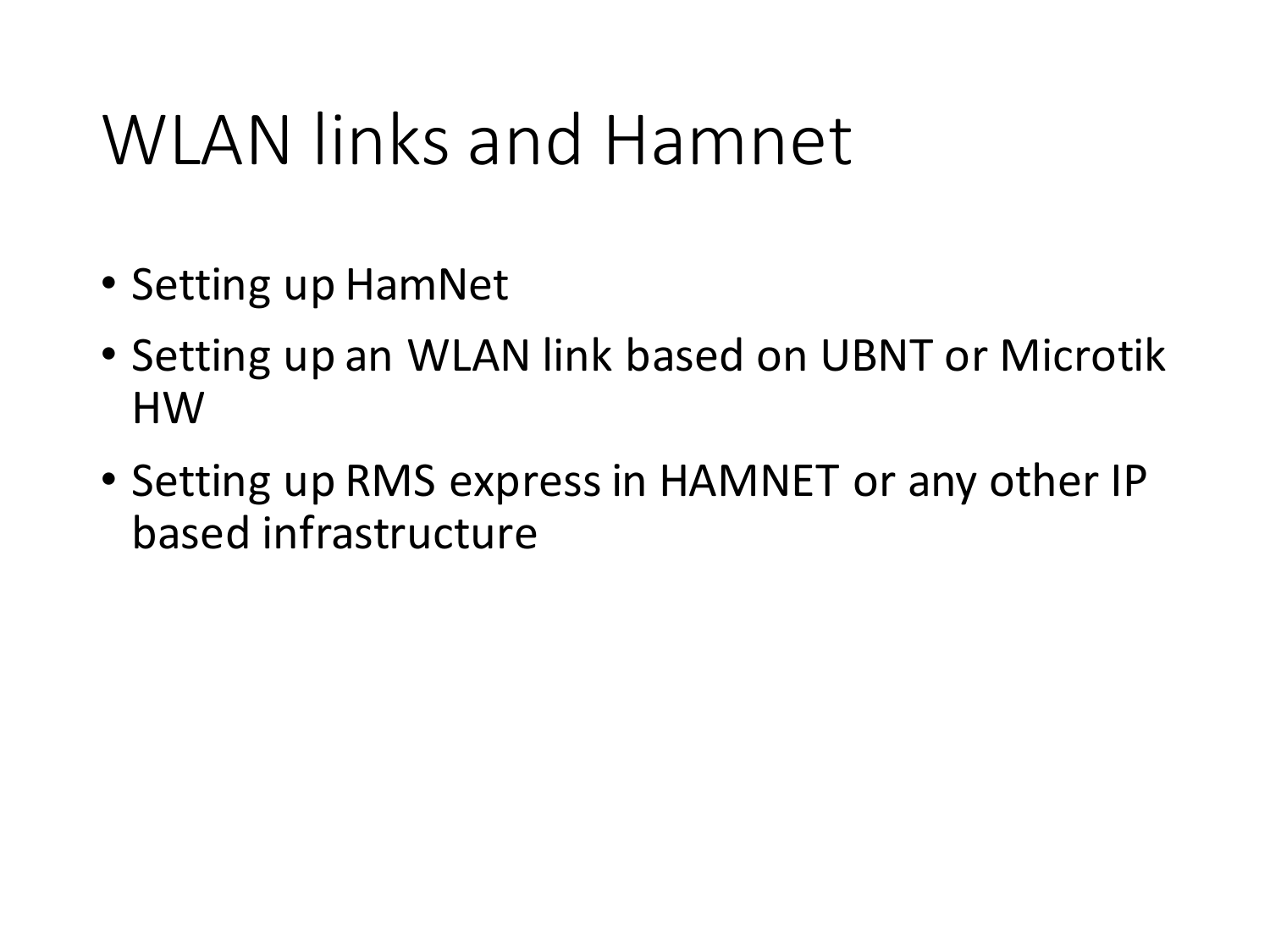# WLAN links and Hamnet

- Setting up HamNet
- Setting up an WLAN link based on UBNT or Microtik HW
- Setting up RMS express in HAMNET or any other IP based infrastructure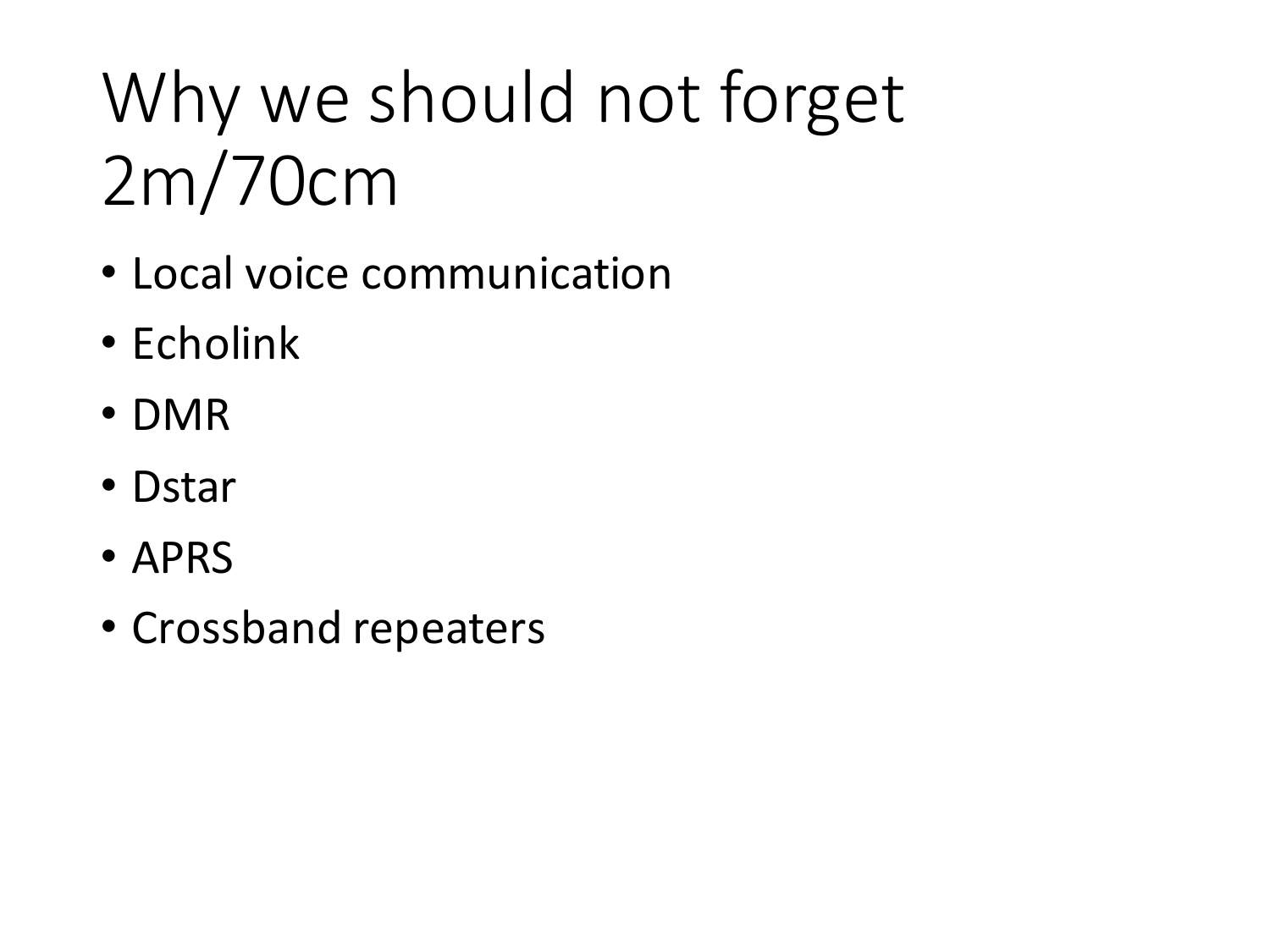# Why we should not forget 2m/70cm

- Local voice communication
- Echolink
- DMR
- Dstar
- APRS
- Crossband repeaters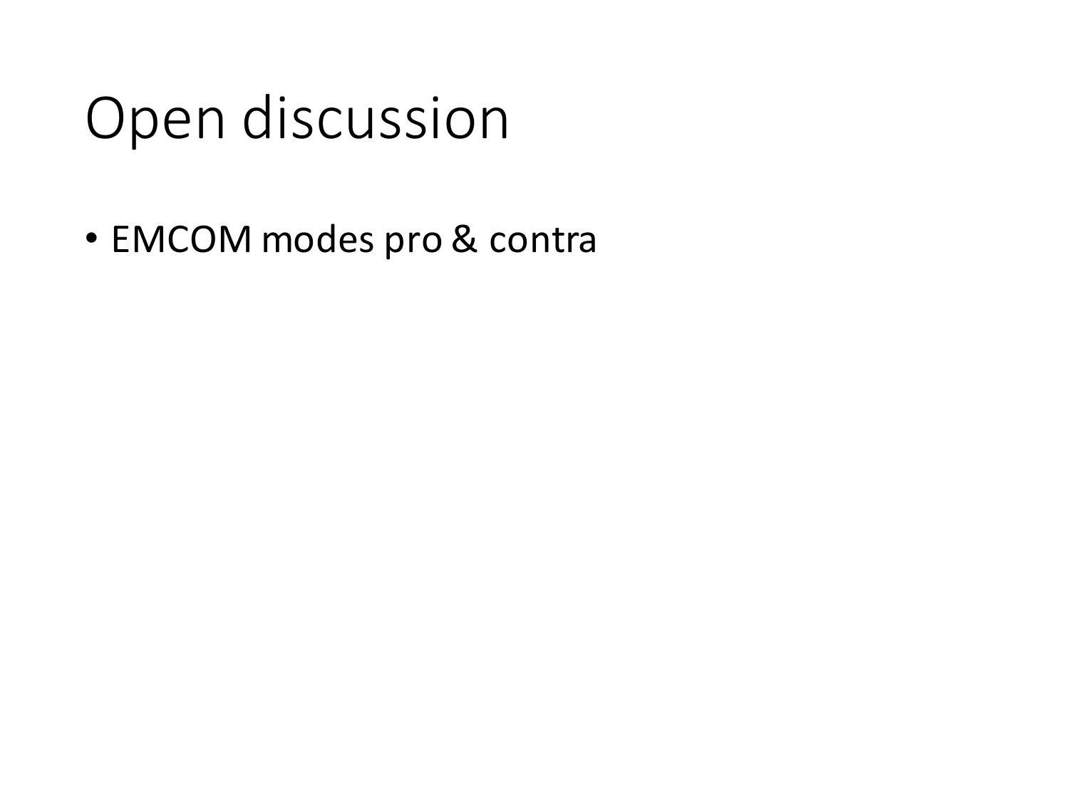# Open discussion

- EMCOM modes pro & contra